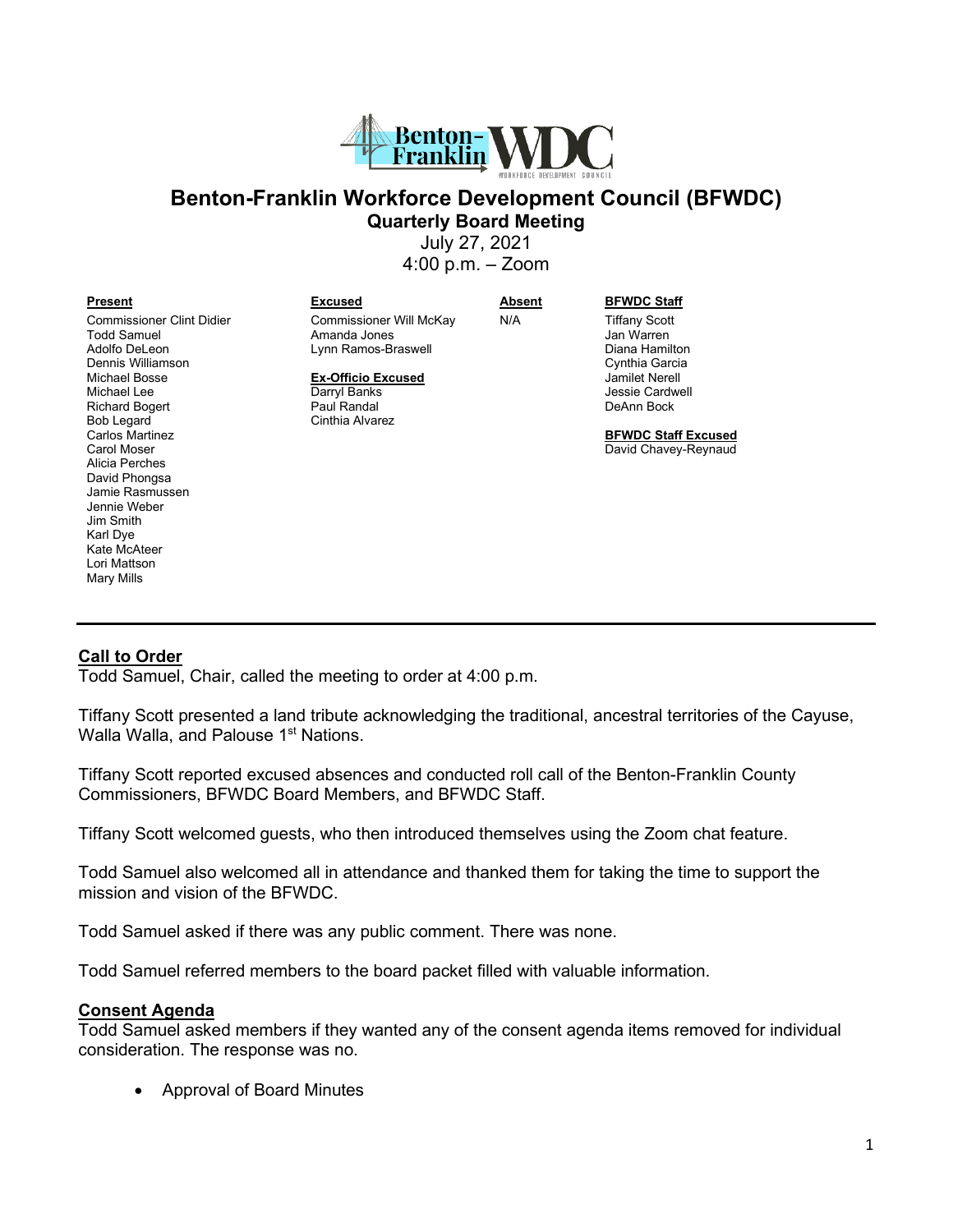# Benton-Franklin Workforce Development Council (BFWDC)

## Quarterly Board Meeting

July 27, 2021

4:00 p.m. – Zoom

| Present | Excused | Absent | BFWDC Staff |
|---|---|---|---|
| Commissioner Clint Didier | Commissioner Will McKay | N/A | Tiffany Scott |
| Todd Samuel | Amanda Jones | | Jan Warren |
| Adolfo DeLeon | Lynn Ramos-Braswell | | Diana Hamilton |
| Dennis Williamson | | | Cynthia Garcia |
| Michael Bosse | **Ex-Officio Excused** | | Jamilet Nerell |
| Michael Lee | Darryl Banks | | Jessie Cardwell |
| Richard Bogert | Paul Randal | | DeAnn Bock |
| Bob Legard | Cinthia Alvarez | | |
| Carlos Martinez | | | **BFWDC Staff Excused** |
| Carol Moser | | | David Chavey-Reynaud |
| Alicia Perches | | | |
| David Phongsa | | | |
| Jamie Rasmussen | | | |
| Jennie Weber | | | |
| Jim Smith | | | |
| Karl Dye | | | |
| Kate McAteer | | | |
| Lori Mattson | | | |
| Mary Mills | | | |

---

### Call to Order

Todd Samuel, Chair, called the meeting to order at 4:00 p.m.

Tiffany Scott presented a land tribute acknowledging the traditional, ancestral territories of the Cayuse, Walla Walla, and Palouse 1st Nations.

Tiffany Scott reported excused absences and conducted roll call of the Benton-Franklin County Commissioners, BFWDC Board Members, and BFWDC Staff.

Tiffany Scott welcomed guests, who then introduced themselves using the Zoom chat feature.

Todd Samuel also welcomed all in attendance and thanked them for taking the time to support the mission and vision of the BFWDC.

Todd Samuel asked if there was any public comment. There was none.

Todd Samuel referred members to the board packet filled with valuable information.

### Consent Agenda

Todd Samuel asked members if they wanted any of the consent agenda items removed for individual consideration. The response was no.

- Approval of Board Minutes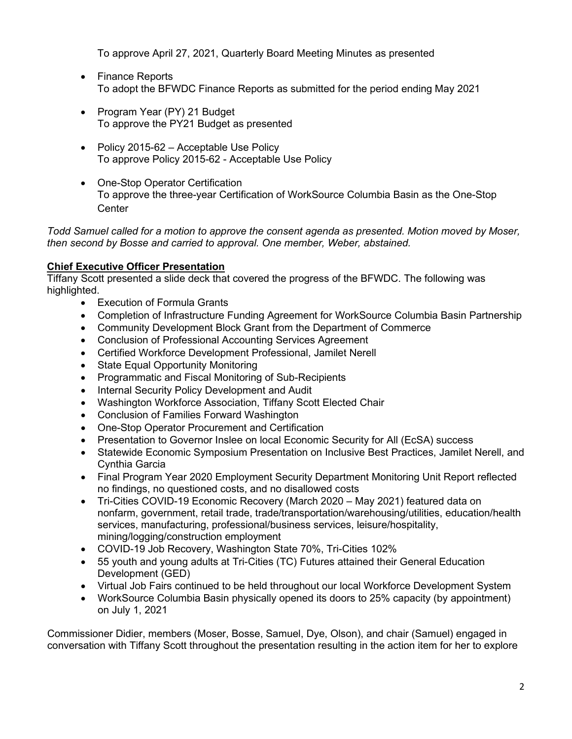To approve April 27, 2021, Quarterly Board Meeting Minutes as presented

- Finance Reports
  To adopt the BFWDC Finance Reports as submitted for the period ending May 2021
- Program Year (PY) 21 Budget
  To approve the PY21 Budget as presented
- Policy 2015-62 – Acceptable Use Policy
  To approve Policy 2015-62 - Acceptable Use Policy
- One-Stop Operator Certification
  To approve the three-year Certification of WorkSource Columbia Basin as the One-Stop Center

*Todd Samuel called for a motion to approve the consent agenda as presented. Motion moved by Moser, then second by Bosse and carried to approval. One member, Weber, abstained.*

**Chief Executive Officer Presentation**

Tiffany Scott presented a slide deck that covered the progress of the BFWDC. The following was highlighted.

- Execution of Formula Grants
- Completion of Infrastructure Funding Agreement for WorkSource Columbia Basin Partnership
- Community Development Block Grant from the Department of Commerce
- Conclusion of Professional Accounting Services Agreement
- Certified Workforce Development Professional, Jamilet Nerell
- State Equal Opportunity Monitoring
- Programmatic and Fiscal Monitoring of Sub-Recipients
- Internal Security Policy Development and Audit
- Washington Workforce Association, Tiffany Scott Elected Chair
- Conclusion of Families Forward Washington
- One-Stop Operator Procurement and Certification
- Presentation to Governor Inslee on local Economic Security for All (EcSA) success
- Statewide Economic Symposium Presentation on Inclusive Best Practices, Jamilet Nerell, and Cynthia Garcia
- Final Program Year 2020 Employment Security Department Monitoring Unit Report reflected no findings, no questioned costs, and no disallowed costs
- Tri-Cities COVID-19 Economic Recovery (March 2020 – May 2021) featured data on nonfarm, government, retail trade, trade/transportation/warehousing/utilities, education/health services, manufacturing, professional/business services, leisure/hospitality, mining/logging/construction employment
- COVID-19 Job Recovery, Washington State 70%, Tri-Cities 102%
- 55 youth and young adults at Tri-Cities (TC) Futures attained their General Education Development (GED)
- Virtual Job Fairs continued to be held throughout our local Workforce Development System
- WorkSource Columbia Basin physically opened its doors to 25% capacity (by appointment) on July 1, 2021

Commissioner Didier, members (Moser, Bosse, Samuel, Dye, Olson), and chair (Samuel) engaged in conversation with Tiffany Scott throughout the presentation resulting in the action item for her to explore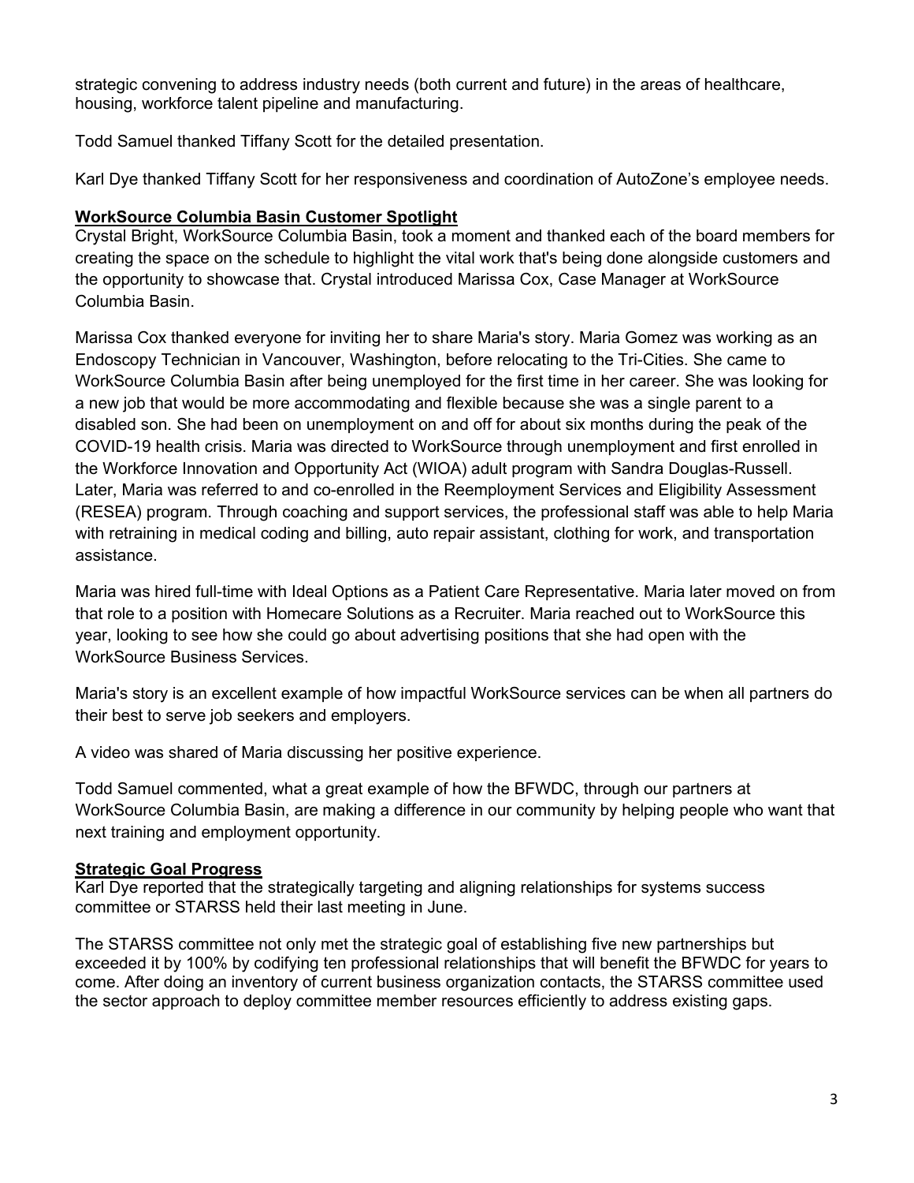strategic convening to address industry needs (both current and future) in the areas of healthcare, housing, workforce talent pipeline and manufacturing.

Todd Samuel thanked Tiffany Scott for the detailed presentation.

Karl Dye thanked Tiffany Scott for her responsiveness and coordination of AutoZone's employee needs.

**WorkSource Columbia Basin Customer Spotlight**

Crystal Bright, WorkSource Columbia Basin, took a moment and thanked each of the board members for creating the space on the schedule to highlight the vital work that's being done alongside customers and the opportunity to showcase that. Crystal introduced Marissa Cox, Case Manager at WorkSource Columbia Basin.

Marissa Cox thanked everyone for inviting her to share Maria's story. Maria Gomez was working as an Endoscopy Technician in Vancouver, Washington, before relocating to the Tri-Cities. She came to WorkSource Columbia Basin after being unemployed for the first time in her career. She was looking for a new job that would be more accommodating and flexible because she was a single parent to a disabled son. She had been on unemployment on and off for about six months during the peak of the COVID-19 health crisis. Maria was directed to WorkSource through unemployment and first enrolled in the Workforce Innovation and Opportunity Act (WIOA) adult program with Sandra Douglas-Russell. Later, Maria was referred to and co-enrolled in the Reemployment Services and Eligibility Assessment (RESEA) program. Through coaching and support services, the professional staff was able to help Maria with retraining in medical coding and billing, auto repair assistant, clothing for work, and transportation assistance.

Maria was hired full-time with Ideal Options as a Patient Care Representative. Maria later moved on from that role to a position with Homecare Solutions as a Recruiter. Maria reached out to WorkSource this year, looking to see how she could go about advertising positions that she had open with the WorkSource Business Services.

Maria's story is an excellent example of how impactful WorkSource services can be when all partners do their best to serve job seekers and employers.

A video was shared of Maria discussing her positive experience.

Todd Samuel commented, what a great example of how the BFWDC, through our partners at WorkSource Columbia Basin, are making a difference in our community by helping people who want that next training and employment opportunity.

**Strategic Goal Progress**

Karl Dye reported that the strategically targeting and aligning relationships for systems success committee or STARSS held their last meeting in June.

The STARSS committee not only met the strategic goal of establishing five new partnerships but exceeded it by 100% by codifying ten professional relationships that will benefit the BFWDC for years to come. After doing an inventory of current business organization contacts, the STARSS committee used the sector approach to deploy committee member resources efficiently to address existing gaps.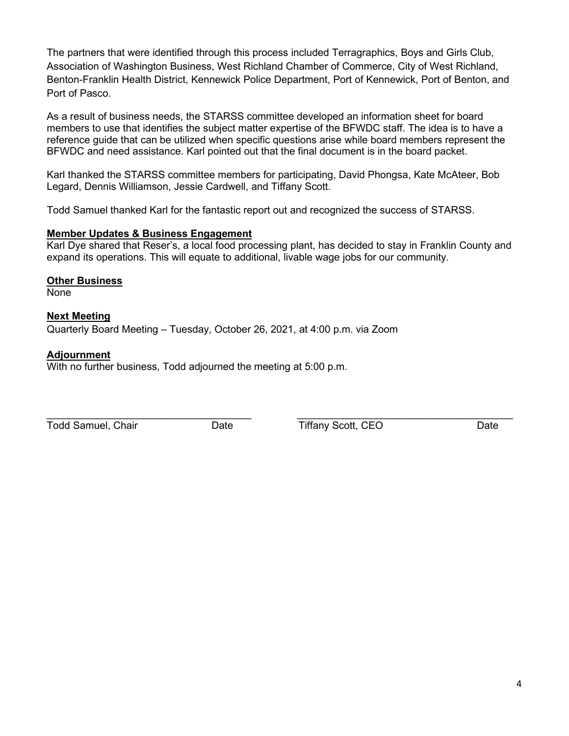The partners that were identified through this process included Terragraphics, Boys and Girls Club, Association of Washington Business, West Richland Chamber of Commerce, City of West Richland, Benton-Franklin Health District, Kennewick Police Department, Port of Kennewick, Port of Benton, and Port of Pasco.

As a result of business needs, the STARSS committee developed an information sheet for board members to use that identifies the subject matter expertise of the BFWDC staff. The idea is to have a reference guide that can be utilized when specific questions arise while board members represent the BFWDC and need assistance. Karl pointed out that the final document is in the board packet.

Karl thanked the STARSS committee members for participating, David Phongsa, Kate McAteer, Bob Legard, Dennis Williamson, Jessie Cardwell, and Tiffany Scott.

Todd Samuel thanked Karl for the fantastic report out and recognized the success of STARSS.

**Member Updates & Business Engagement**

Karl Dye shared that Reser's, a local food processing plant, has decided to stay in Franklin County and expand its operations. This will equate to additional, livable wage jobs for our community.

**Other Business**

None

**Next Meeting**

Quarterly Board Meeting – Tuesday, October 26, 2021, at 4:00 p.m. via Zoom

**Adjournment**

With no further business, Todd adjourned the meeting at 5:00 p.m.

| | | | |
|---|---|---|---|
| Todd Samuel, Chair | Date | Tiffany Scott, CEO | Date |